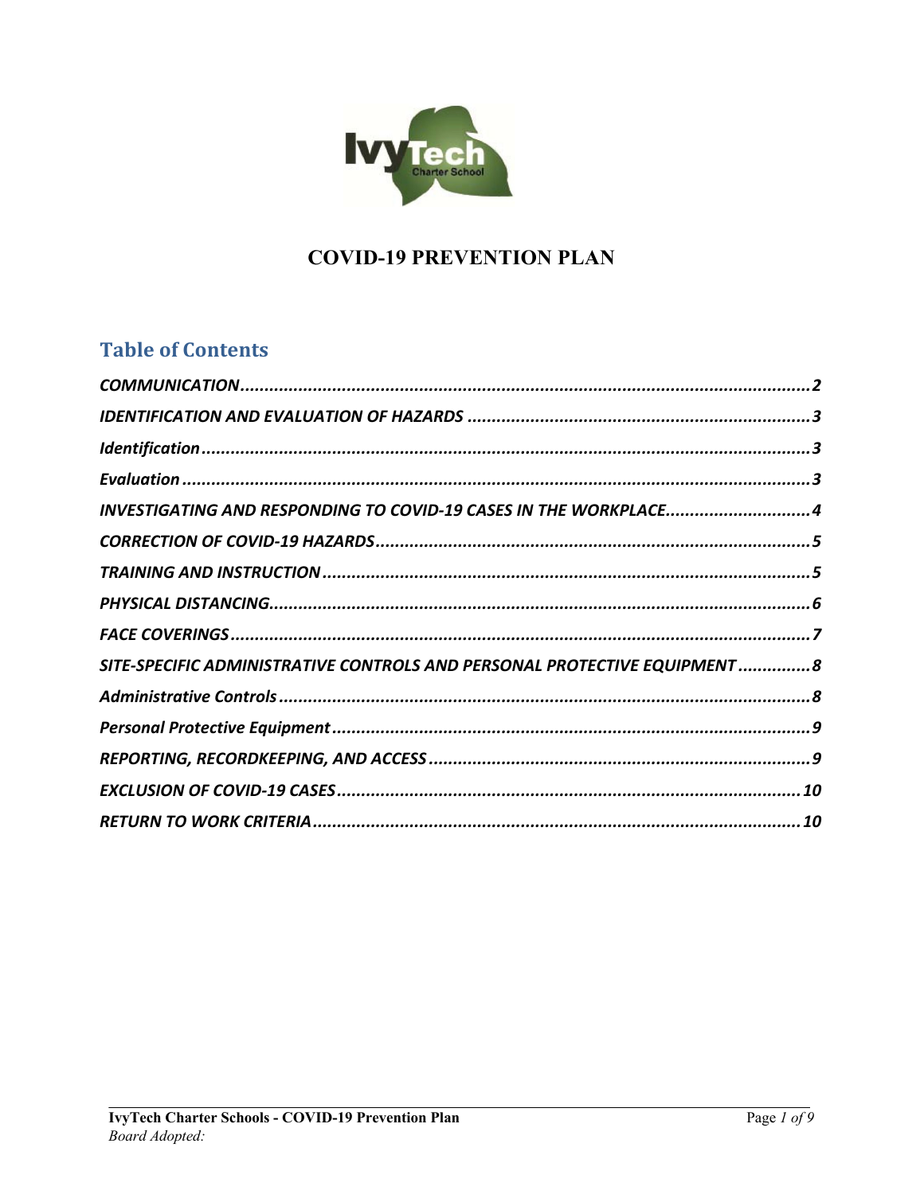# COVID-19 PREVENTION PLAN

## Table of Contents

*COMMUNICATION* ........................................ 2

*IDENTIFICATION AND EVALUATION OF HAZARDS* ........................................ 3

*Identification* ........................................ 3

*Evaluation* ........................................ 3

*INVESTIGATING AND RESPONDING TO COVID-19 CASES IN THE WORKPLACE* ........................................ 4

*CORRECTION OF COVID-19 HAZARDS* ........................................ 5

*TRAINING AND INSTRUCTION* ........................................ 5

*PHYSICAL DISTANCING* ........................................ 6

*FACE COVERINGS* ........................................ 7

*SITE-SPECIFIC ADMINISTRATIVE CONTROLS AND PERSONAL PROTECTIVE EQUIPMENT* ........................................ 8

*Administrative Controls* ........................................ 8

*Personal Protective Equipment* ........................................ 9

*REPORTING, RECORDKEEPING, AND ACCESS* ........................................ 9

*EXCLUSION OF COVID-19 CASES* ........................................ 10

*RETURN TO WORK CRITERIA* ........................................ 10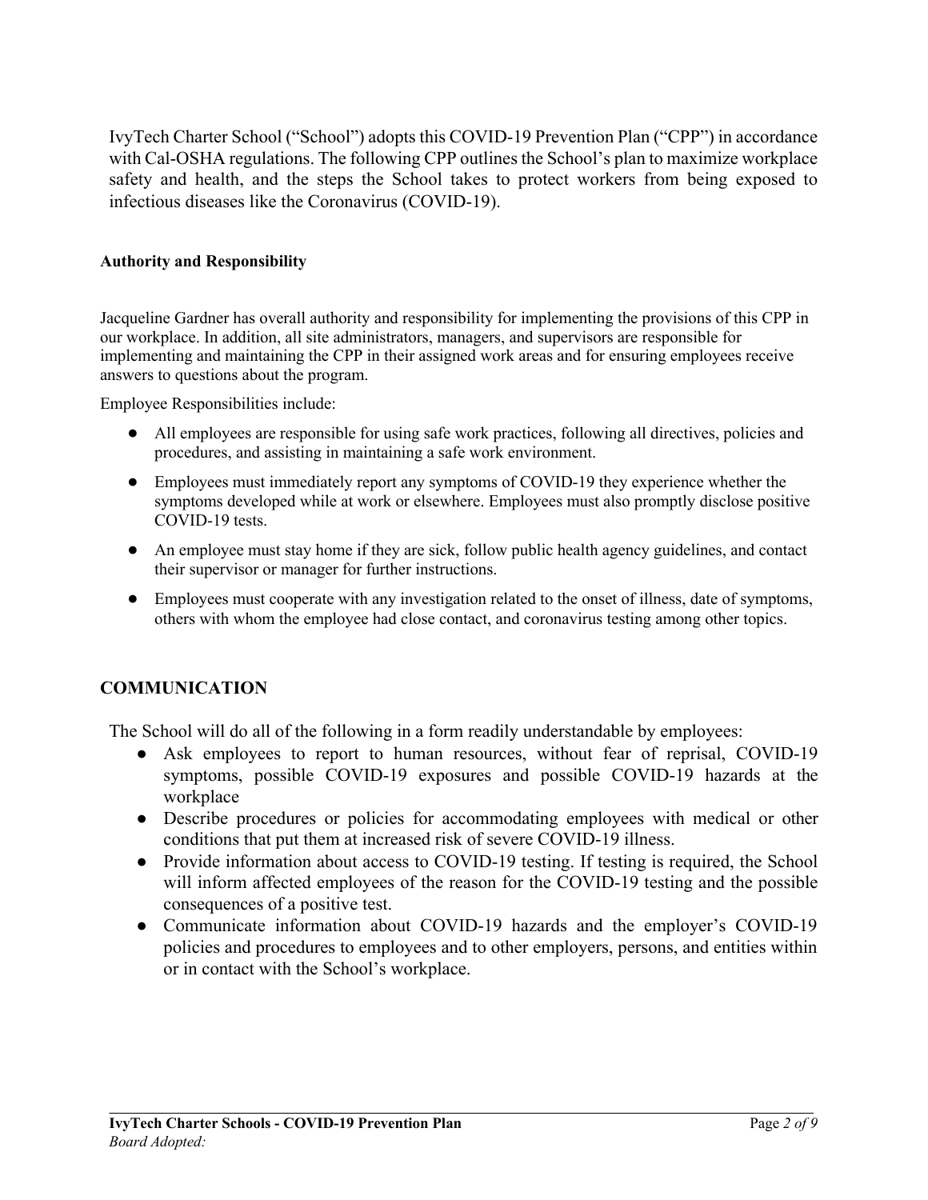IvyTech Charter School ("School") adopts this COVID-19 Prevention Plan ("CPP") in accordance with Cal-OSHA regulations. The following CPP outlines the School's plan to maximize workplace safety and health, and the steps the School takes to protect workers from being exposed to infectious diseases like the Coronavirus (COVID-19).

**Authority and Responsibility**

Jacqueline Gardner has overall authority and responsibility for implementing the provisions of this CPP in our workplace. In addition, all site administrators, managers, and supervisors are responsible for implementing and maintaining the CPP in their assigned work areas and for ensuring employees receive answers to questions about the program.

Employee Responsibilities include:

- All employees are responsible for using safe work practices, following all directives, policies and procedures, and assisting in maintaining a safe work environment.
- Employees must immediately report any symptoms of COVID-19 they experience whether the symptoms developed while at work or elsewhere. Employees must also promptly disclose positive COVID-19 tests.
- An employee must stay home if they are sick, follow public health agency guidelines, and contact their supervisor or manager for further instructions.
- Employees must cooperate with any investigation related to the onset of illness, date of symptoms, others with whom the employee had close contact, and coronavirus testing among other topics.

## COMMUNICATION

The School will do all of the following in a form readily understandable by employees:

- Ask employees to report to human resources, without fear of reprisal, COVID-19 symptoms, possible COVID-19 exposures and possible COVID-19 hazards at the workplace
- Describe procedures or policies for accommodating employees with medical or other conditions that put them at increased risk of severe COVID-19 illness.
- Provide information about access to COVID-19 testing. If testing is required, the School will inform affected employees of the reason for the COVID-19 testing and the possible consequences of a positive test.
- Communicate information about COVID-19 hazards and the employer's COVID-19 policies and procedures to employees and to other employers, persons, and entities within or in contact with the School's workplace.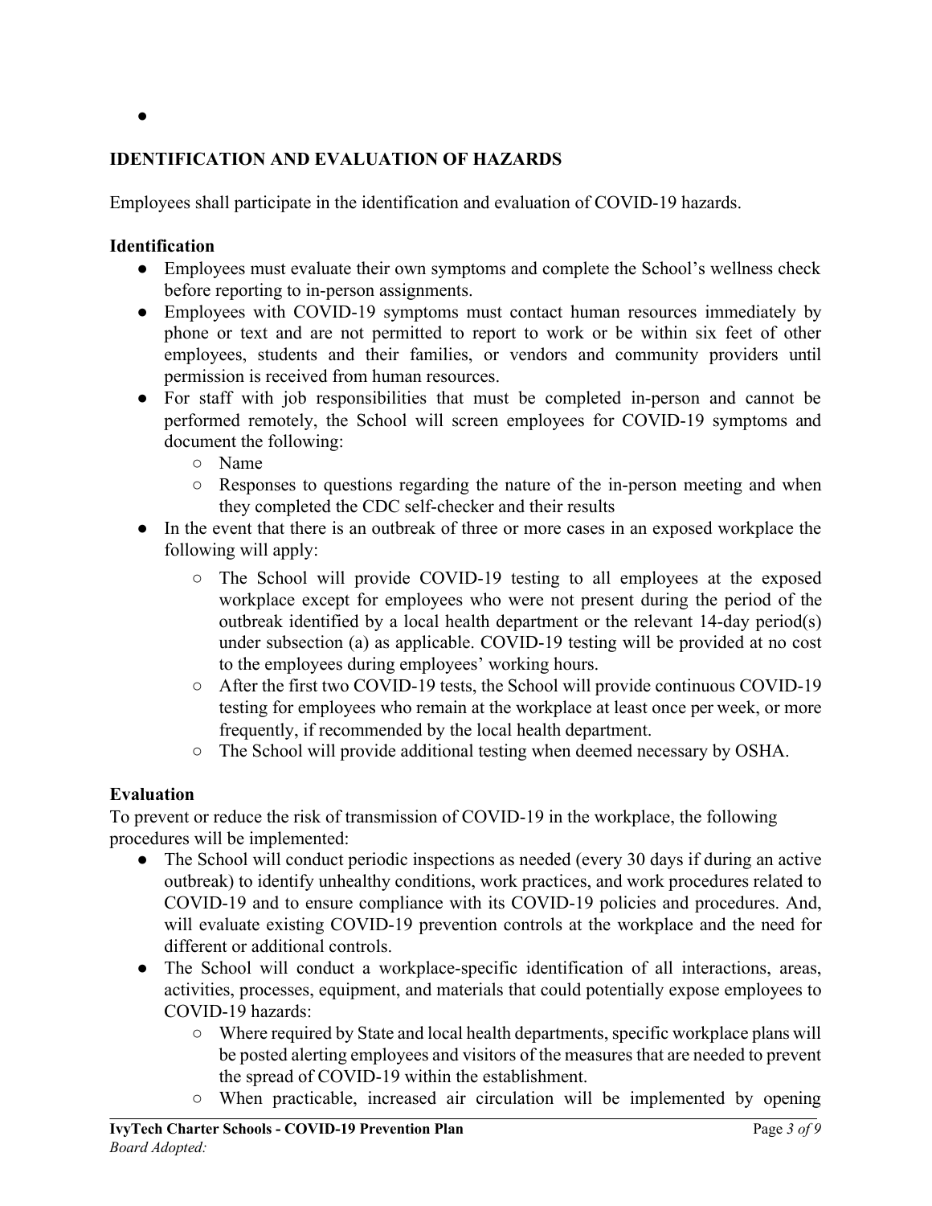- 

## IDENTIFICATION AND EVALUATION OF HAZARDS

Employees shall participate in the identification and evaluation of COVID-19 hazards.

### Identification

- Employees must evaluate their own symptoms and complete the School's wellness check before reporting to in-person assignments.
- Employees with COVID-19 symptoms must contact human resources immediately by phone or text and are not permitted to report to work or be within six feet of other employees, students and their families, or vendors and community providers until permission is received from human resources.
- For staff with job responsibilities that must be completed in-person and cannot be performed remotely, the School will screen employees for COVID-19 symptoms and document the following:
  - Name
  - Responses to questions regarding the nature of the in-person meeting and when they completed the CDC self-checker and their results
- In the event that there is an outbreak of three or more cases in an exposed workplace the following will apply:
  - The School will provide COVID-19 testing to all employees at the exposed workplace except for employees who were not present during the period of the outbreak identified by a local health department or the relevant 14-day period(s) under subsection (a) as applicable. COVID-19 testing will be provided at no cost to the employees during employees' working hours.
  - After the first two COVID-19 tests, the School will provide continuous COVID-19 testing for employees who remain at the workplace at least once per week, or more frequently, if recommended by the local health department.
  - The School will provide additional testing when deemed necessary by OSHA.

### Evaluation

To prevent or reduce the risk of transmission of COVID-19 in the workplace, the following procedures will be implemented:

- The School will conduct periodic inspections as needed (every 30 days if during an active outbreak) to identify unhealthy conditions, work practices, and work procedures related to COVID-19 and to ensure compliance with its COVID-19 policies and procedures. And, will evaluate existing COVID-19 prevention controls at the workplace and the need for different or additional controls.
- The School will conduct a workplace-specific identification of all interactions, areas, activities, processes, equipment, and materials that could potentially expose employees to COVID-19 hazards:
  - Where required by State and local health departments, specific workplace plans will be posted alerting employees and visitors of the measures that are needed to prevent the spread of COVID-19 within the establishment.
  - When practicable, increased air circulation will be implemented by opening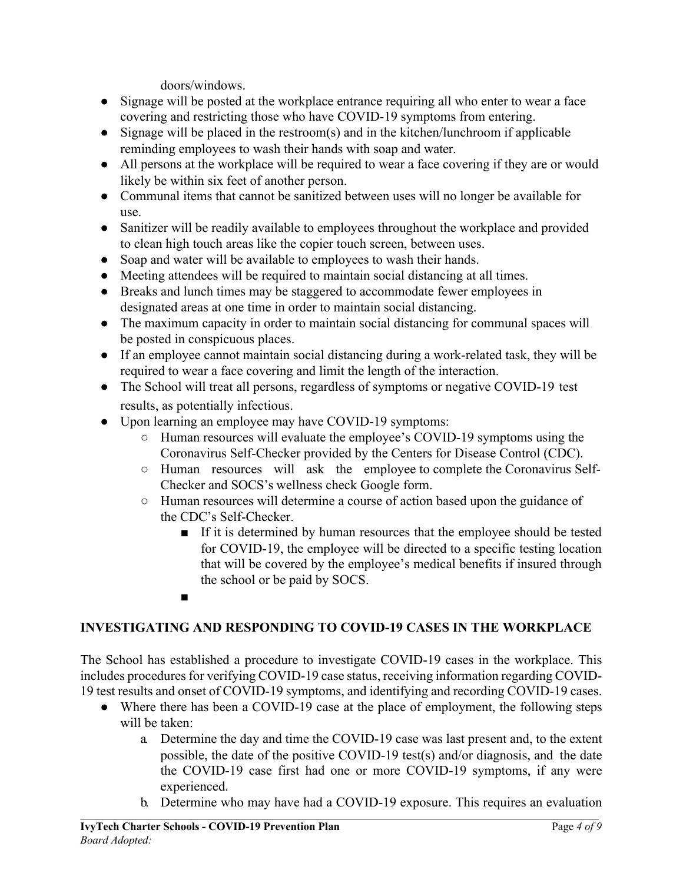doors/windows.

- Signage will be posted at the workplace entrance requiring all who enter to wear a face covering and restricting those who have COVID-19 symptoms from entering.
- Signage will be placed in the restroom(s) and in the kitchen/lunchroom if applicable reminding employees to wash their hands with soap and water.
- All persons at the workplace will be required to wear a face covering if they are or would likely be within six feet of another person.
- Communal items that cannot be sanitized between uses will no longer be available for use.
- Sanitizer will be readily available to employees throughout the workplace and provided to clean high touch areas like the copier touch screen, between uses.
- Soap and water will be available to employees to wash their hands.
- Meeting attendees will be required to maintain social distancing at all times.
- Breaks and lunch times may be staggered to accommodate fewer employees in designated areas at one time in order to maintain social distancing.
- The maximum capacity in order to maintain social distancing for communal spaces will be posted in conspicuous places.
- If an employee cannot maintain social distancing during a work-related task, they will be required to wear a face covering and limit the length of the interaction.
- The School will treat all persons, regardless of symptoms or negative COVID-19 test results, as potentially infectious.
- Upon learning an employee may have COVID-19 symptoms:
    - Human resources will evaluate the employee's COVID-19 symptoms using the Coronavirus Self-Checker provided by the Centers for Disease Control (CDC).
    - Human resources will ask the employee to complete the Coronavirus Self-Checker and SOCS's wellness check Google form.
    - Human resources will determine a course of action based upon the guidance of the CDC's Self-Checker.
        - If it is determined by human resources that the employee should be tested for COVID-19, the employee will be directed to a specific testing location that will be covered by the employee's medical benefits if insured through the school or be paid by SOCS.
        -

## INVESTIGATING AND RESPONDING TO COVID-19 CASES IN THE WORKPLACE

The School has established a procedure to investigate COVID-19 cases in the workplace. This includes procedures for verifying COVID-19 case status, receiving information regarding COVID-19 test results and onset of COVID-19 symptoms, and identifying and recording COVID-19 cases.

- Where there has been a COVID-19 case at the place of employment, the following steps will be taken:
    a. Determine the day and time the COVID-19 case was last present and, to the extent possible, the date of the positive COVID-19 test(s) and/or diagnosis, and the date the COVID-19 case first had one or more COVID-19 symptoms, if any were experienced.
    b. Determine who may have had a COVID-19 exposure. This requires an evaluation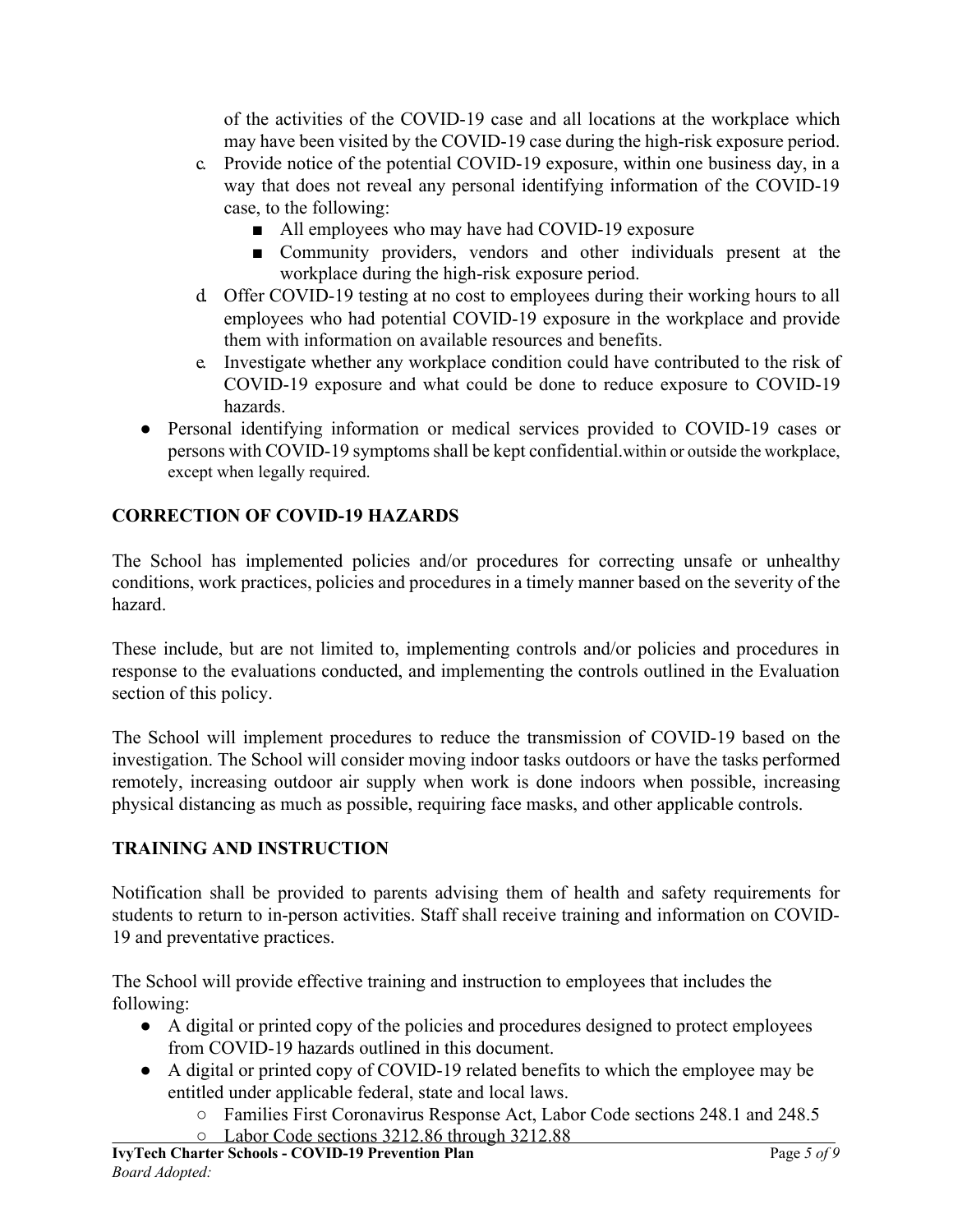of the activities of the COVID-19 case and all locations at the workplace which may have been visited by the COVID-19 case during the high-risk exposure period.

c. Provide notice of the potential COVID-19 exposure, within one business day, in a way that does not reveal any personal identifying information of the COVID-19 case, to the following:
   - All employees who may have had COVID-19 exposure
   - Community providers, vendors and other individuals present at the workplace during the high-risk exposure period.
d. Offer COVID-19 testing at no cost to employees during their working hours to all employees who had potential COVID-19 exposure in the workplace and provide them with information on available resources and benefits.
e. Investigate whether any workplace condition could have contributed to the risk of COVID-19 exposure and what could be done to reduce exposure to COVID-19 hazards.

- Personal identifying information or medical services provided to COVID-19 cases or persons with COVID-19 symptoms shall be kept confidential.within or outside the workplace, except when legally required.

## CORRECTION OF COVID-19 HAZARDS

The School has implemented policies and/or procedures for correcting unsafe or unhealthy conditions, work practices, policies and procedures in a timely manner based on the severity of the hazard.

These include, but are not limited to, implementing controls and/or policies and procedures in response to the evaluations conducted, and implementing the controls outlined in the Evaluation section of this policy.

The School will implement procedures to reduce the transmission of COVID-19 based on the investigation. The School will consider moving indoor tasks outdoors or have the tasks performed remotely, increasing outdoor air supply when work is done indoors when possible, increasing physical distancing as much as possible, requiring face masks, and other applicable controls.

## TRAINING AND INSTRUCTION

Notification shall be provided to parents advising them of health and safety requirements for students to return to in-person activities. Staff shall receive training and information on COVID-19 and preventative practices.

The School will provide effective training and instruction to employees that includes the following:

- A digital or printed copy of the policies and procedures designed to protect employees from COVID-19 hazards outlined in this document.
- A digital or printed copy of COVID-19 related benefits to which the employee may be entitled under applicable federal, state and local laws.
  - Families First Coronavirus Response Act, Labor Code sections 248.1 and 248.5
  - Labor Code sections 3212.86 through 3212.88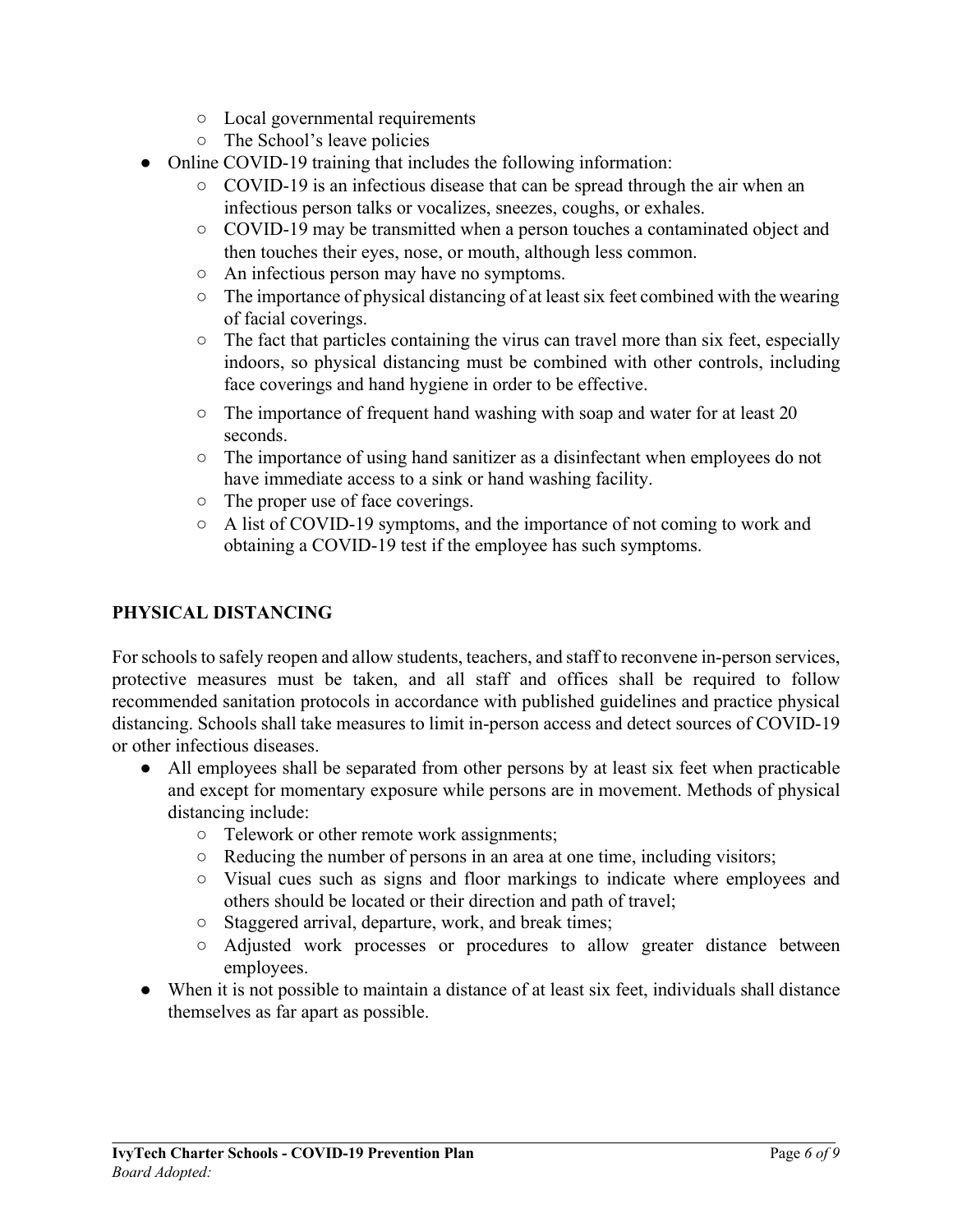- Local governmental requirements
    - The School's leave policies
- Online COVID-19 training that includes the following information:
    - COVID-19 is an infectious disease that can be spread through the air when an infectious person talks or vocalizes, sneezes, coughs, or exhales.
    - COVID-19 may be transmitted when a person touches a contaminated object and then touches their eyes, nose, or mouth, although less common.
    - An infectious person may have no symptoms.
    - The importance of physical distancing of at least six feet combined with the wearing of facial coverings.
    - The fact that particles containing the virus can travel more than six feet, especially indoors, so physical distancing must be combined with other controls, including face coverings and hand hygiene in order to be effective.
    - The importance of frequent hand washing with soap and water for at least 20 seconds.
    - The importance of using hand sanitizer as a disinfectant when employees do not have immediate access to a sink or hand washing facility.
    - The proper use of face coverings.
    - A list of COVID-19 symptoms, and the importance of not coming to work and obtaining a COVID-19 test if the employee has such symptoms.

## PHYSICAL DISTANCING

For schools to safely reopen and allow students, teachers, and staff to reconvene in-person services, protective measures must be taken, and all staff and offices shall be required to follow recommended sanitation protocols in accordance with published guidelines and practice physical distancing. Schools shall take measures to limit in-person access and detect sources of COVID-19 or other infectious diseases.

- All employees shall be separated from other persons by at least six feet when practicable and except for momentary exposure while persons are in movement. Methods of physical distancing include:
    - Telework or other remote work assignments;
    - Reducing the number of persons in an area at one time, including visitors;
    - Visual cues such as signs and floor markings to indicate where employees and others should be located or their direction and path of travel;
    - Staggered arrival, departure, work, and break times;
    - Adjusted work processes or procedures to allow greater distance between employees.
- When it is not possible to maintain a distance of at least six feet, individuals shall distance themselves as far apart as possible.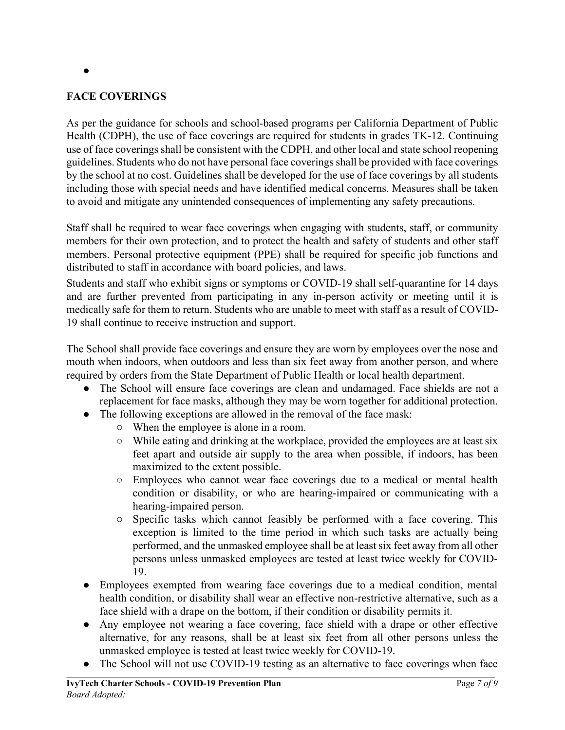●

**FACE COVERINGS**

As per the guidance for schools and school-based programs per California Department of Public Health (CDPH), the use of face coverings are required for students in grades TK-12. Continuing use of face coverings shall be consistent with the CDPH, and other local and state school reopening guidelines. Students who do not have personal face coverings shall be provided with face coverings by the school at no cost. Guidelines shall be developed for the use of face coverings by all students including those with special needs and have identified medical concerns. Measures shall be taken to avoid and mitigate any unintended consequences of implementing any safety precautions.

Staff shall be required to wear face coverings when engaging with students, staff, or community members for their own protection, and to protect the health and safety of students and other staff members. Personal protective equipment (PPE) shall be required for specific job functions and distributed to staff in accordance with board policies, and laws.

Students and staff who exhibit signs or symptoms or COVID-19 shall self-quarantine for 14 days and are further prevented from participating in any in-person activity or meeting until it is medically safe for them to return. Students who are unable to meet with staff as a result of COVID-19 shall continue to receive instruction and support.

The School shall provide face coverings and ensure they are worn by employees over the nose and mouth when indoors, when outdoors and less than six feet away from another person, and where required by orders from the State Department of Public Health or local health department.

- The School will ensure face coverings are clean and undamaged. Face shields are not a replacement for face masks, although they may be worn together for additional protection.
- The following exceptions are allowed in the removal of the face mask:
  - When the employee is alone in a room.
  - While eating and drinking at the workplace, provided the employees are at least six feet apart and outside air supply to the area when possible, if indoors, has been maximized to the extent possible.
  - Employees who cannot wear face coverings due to a medical or mental health condition or disability, or who are hearing-impaired or communicating with a hearing-impaired person.
  - Specific tasks which cannot feasibly be performed with a face covering. This exception is limited to the time period in which such tasks are actually being performed, and the unmasked employee shall be at least six feet away from all other persons unless unmasked employees are tested at least twice weekly for COVID-19.
- Employees exempted from wearing face coverings due to a medical condition, mental health condition, or disability shall wear an effective non-restrictive alternative, such as a face shield with a drape on the bottom, if their condition or disability permits it.
- Any employee not wearing a face covering, face shield with a drape or other effective alternative, for any reasons, shall be at least six feet from all other persons unless the unmasked employee is tested at least twice weekly for COVID-19.
- The School will not use COVID-19 testing as an alternative to face coverings when face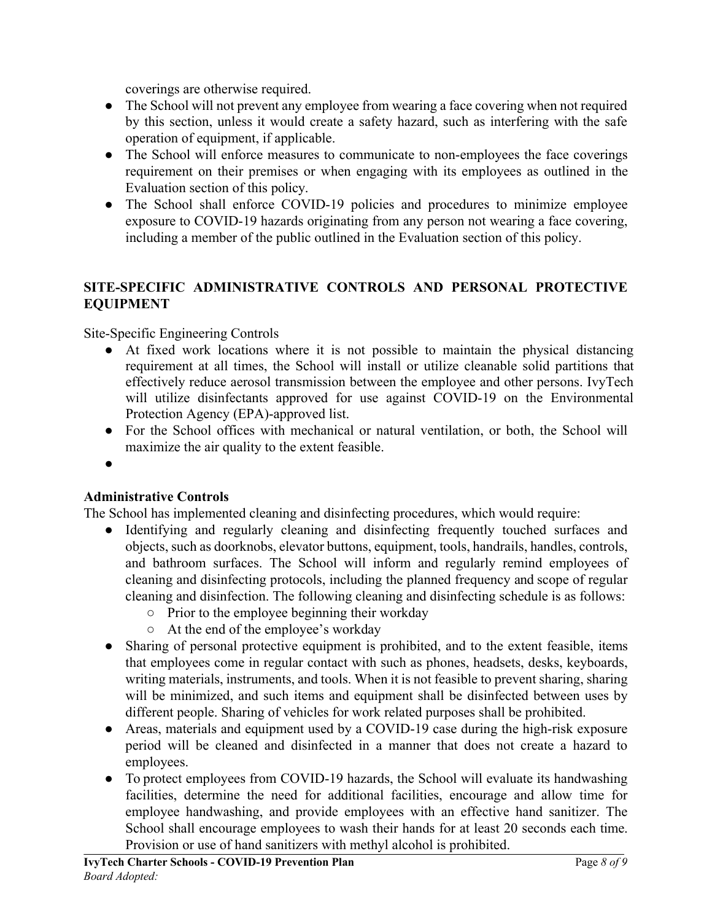coverings are otherwise required.

- The School will not prevent any employee from wearing a face covering when not required by this section, unless it would create a safety hazard, such as interfering with the safe operation of equipment, if applicable.
- The School will enforce measures to communicate to non-employees the face coverings requirement on their premises or when engaging with its employees as outlined in the Evaluation section of this policy.
- The School shall enforce COVID-19 policies and procedures to minimize employee exposure to COVID-19 hazards originating from any person not wearing a face covering, including a member of the public outlined in the Evaluation section of this policy.

## SITE-SPECIFIC ADMINISTRATIVE CONTROLS AND PERSONAL PROTECTIVE EQUIPMENT

Site-Specific Engineering Controls

- At fixed work locations where it is not possible to maintain the physical distancing requirement at all times, the School will install or utilize cleanable solid partitions that effectively reduce aerosol transmission between the employee and other persons. IvyTech will utilize disinfectants approved for use against COVID-19 on the Environmental Protection Agency (EPA)-approved list.
- For the School offices with mechanical or natural ventilation, or both, the School will maximize the air quality to the extent feasible.
- 

**Administrative Controls**

The School has implemented cleaning and disinfecting procedures, which would require:

- Identifying and regularly cleaning and disinfecting frequently touched surfaces and objects, such as doorknobs, elevator buttons, equipment, tools, handrails, handles, controls, and bathroom surfaces. The School will inform and regularly remind employees of cleaning and disinfecting protocols, including the planned frequency and scope of regular cleaning and disinfection. The following cleaning and disinfecting schedule is as follows:
    - Prior to the employee beginning their workday
    - At the end of the employee's workday
- Sharing of personal protective equipment is prohibited, and to the extent feasible, items that employees come in regular contact with such as phones, headsets, desks, keyboards, writing materials, instruments, and tools. When it is not feasible to prevent sharing, sharing will be minimized, and such items and equipment shall be disinfected between uses by different people. Sharing of vehicles for work related purposes shall be prohibited.
- Areas, materials and equipment used by a COVID-19 case during the high-risk exposure period will be cleaned and disinfected in a manner that does not create a hazard to employees.
- To protect employees from COVID-19 hazards, the School will evaluate its handwashing facilities, determine the need for additional facilities, encourage and allow time for employee handwashing, and provide employees with an effective hand sanitizer. The School shall encourage employees to wash their hands for at least 20 seconds each time. Provision or use of hand sanitizers with methyl alcohol is prohibited.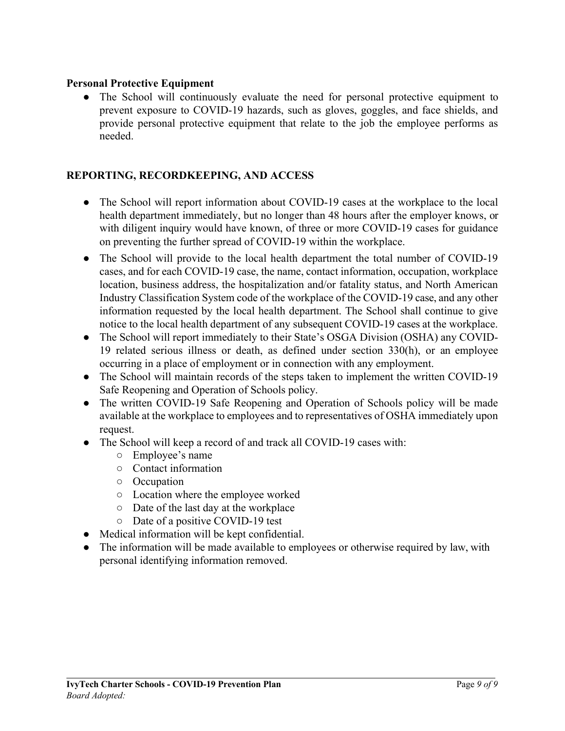**Personal Protective Equipment**

- The School will continuously evaluate the need for personal protective equipment to prevent exposure to COVID-19 hazards, such as gloves, goggles, and face shields, and provide personal protective equipment that relate to the job the employee performs as needed.

## REPORTING, RECORDKEEPING, AND ACCESS

- The School will report information about COVID-19 cases at the workplace to the local health department immediately, but no longer than 48 hours after the employer knows, or with diligent inquiry would have known, of three or more COVID-19 cases for guidance on preventing the further spread of COVID-19 within the workplace.
- The School will provide to the local health department the total number of COVID-19 cases, and for each COVID-19 case, the name, contact information, occupation, workplace location, business address, the hospitalization and/or fatality status, and North American Industry Classification System code of the workplace of the COVID-19 case, and any other information requested by the local health department. The School shall continue to give notice to the local health department of any subsequent COVID-19 cases at the workplace.
- The School will report immediately to their State's OSGA Division (OSHA) any COVID-19 related serious illness or death, as defined under section 330(h), or an employee occurring in a place of employment or in connection with any employment.
- The School will maintain records of the steps taken to implement the written COVID-19 Safe Reopening and Operation of Schools policy.
- The written COVID-19 Safe Reopening and Operation of Schools policy will be made available at the workplace to employees and to representatives of OSHA immediately upon request.
- The School will keep a record of and track all COVID-19 cases with:
  - Employee's name
  - Contact information
  - Occupation
  - Location where the employee worked
  - Date of the last day at the workplace
  - Date of a positive COVID-19 test
- Medical information will be kept confidential.
- The information will be made available to employees or otherwise required by law, with personal identifying information removed.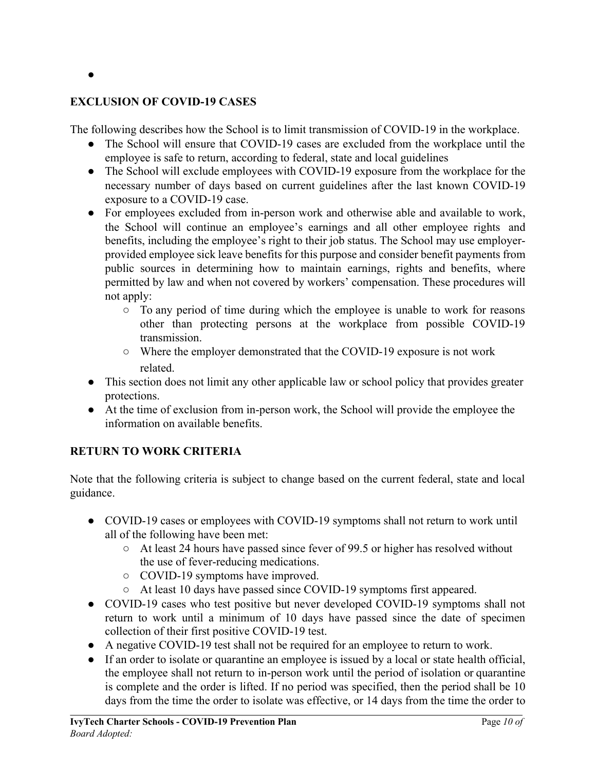## EXCLUSION OF COVID-19 CASES

The following describes how the School is to limit transmission of COVID-19 in the workplace.

- The School will ensure that COVID-19 cases are excluded from the workplace until the employee is safe to return, according to federal, state and local guidelines
- The School will exclude employees with COVID-19 exposure from the workplace for the necessary number of days based on current guidelines after the last known COVID-19 exposure to a COVID-19 case.
- For employees excluded from in-person work and otherwise able and available to work, the School will continue an employee's earnings and all other employee rights and benefits, including the employee's right to their job status. The School may use employer-provided employee sick leave benefits for this purpose and consider benefit payments from public sources in determining how to maintain earnings, rights and benefits, where permitted by law and when not covered by workers' compensation. These procedures will not apply:
  - To any period of time during which the employee is unable to work for reasons other than protecting persons at the workplace from possible COVID-19 transmission.
  - Where the employer demonstrated that the COVID-19 exposure is not work related.
- This section does not limit any other applicable law or school policy that provides greater protections.
- At the time of exclusion from in-person work, the School will provide the employee the information on available benefits.

## RETURN TO WORK CRITERIA

Note that the following criteria is subject to change based on the current federal, state and local guidance.

- COVID-19 cases or employees with COVID-19 symptoms shall not return to work until all of the following have been met:
  - At least 24 hours have passed since fever of 99.5 or higher has resolved without the use of fever-reducing medications.
  - COVID-19 symptoms have improved.
  - At least 10 days have passed since COVID-19 symptoms first appeared.
- COVID-19 cases who test positive but never developed COVID-19 symptoms shall not return to work until a minimum of 10 days have passed since the date of specimen collection of their first positive COVID-19 test.
- A negative COVID-19 test shall not be required for an employee to return to work.
- If an order to isolate or quarantine an employee is issued by a local or state health official, the employee shall not return to in-person work until the period of isolation or quarantine is complete and the order is lifted. If no period was specified, then the period shall be 10 days from the time the order to isolate was effective, or 14 days from the time the order to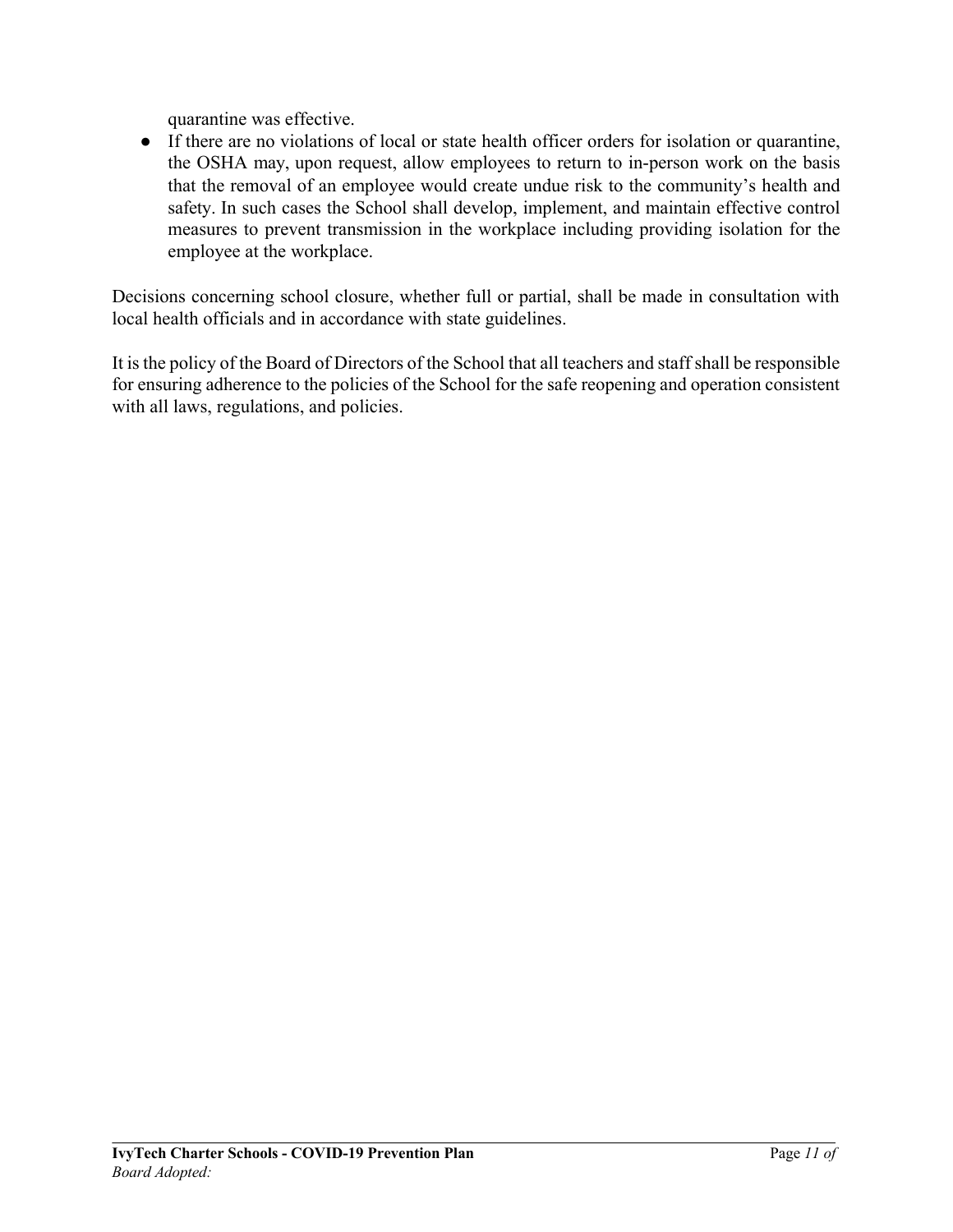quarantine was effective.

- If there are no violations of local or state health officer orders for isolation or quarantine, the OSHA may, upon request, allow employees to return to in-person work on the basis that the removal of an employee would create undue risk to the community's health and safety. In such cases the School shall develop, implement, and maintain effective control measures to prevent transmission in the workplace including providing isolation for the employee at the workplace.

Decisions concerning school closure, whether full or partial, shall be made in consultation with local health officials and in accordance with state guidelines.

It is the policy of the Board of Directors of the School that all teachers and staff shall be responsible for ensuring adherence to the policies of the School for the safe reopening and operation consistent with all laws, regulations, and policies.